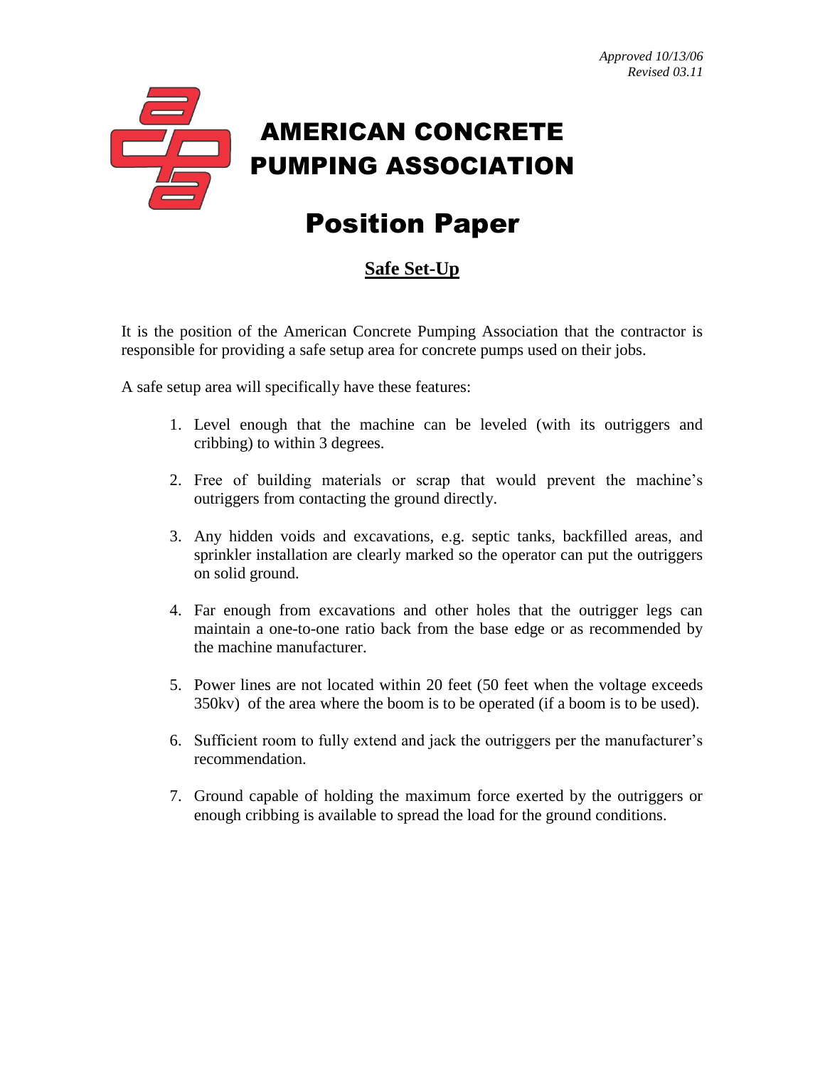*Approved 10/13/06*
*Revised 03.11*

# AMERICAN CONCRETE PUMPING ASSOCIATION

# Position Paper

## Safe Set-Up

It is the position of the American Concrete Pumping Association that the contractor is responsible for providing a safe setup area for concrete pumps used on their jobs.

A safe setup area will specifically have these features:

1. Level enough that the machine can be leveled (with its outriggers and cribbing) to within 3 degrees.

2. Free of building materials or scrap that would prevent the machine's outriggers from contacting the ground directly.

3. Any hidden voids and excavations, e.g. septic tanks, backfilled areas, and sprinkler installation are clearly marked so the operator can put the outriggers on solid ground.

4. Far enough from excavations and other holes that the outrigger legs can maintain a one-to-one ratio back from the base edge or as recommended by the machine manufacturer.

5. Power lines are not located within 20 feet (50 feet when the voltage exceeds 350kv) of the area where the boom is to be operated (if a boom is to be used).

6. Sufficient room to fully extend and jack the outriggers per the manufacturer's recommendation.

7. Ground capable of holding the maximum force exerted by the outriggers or enough cribbing is available to spread the load for the ground conditions.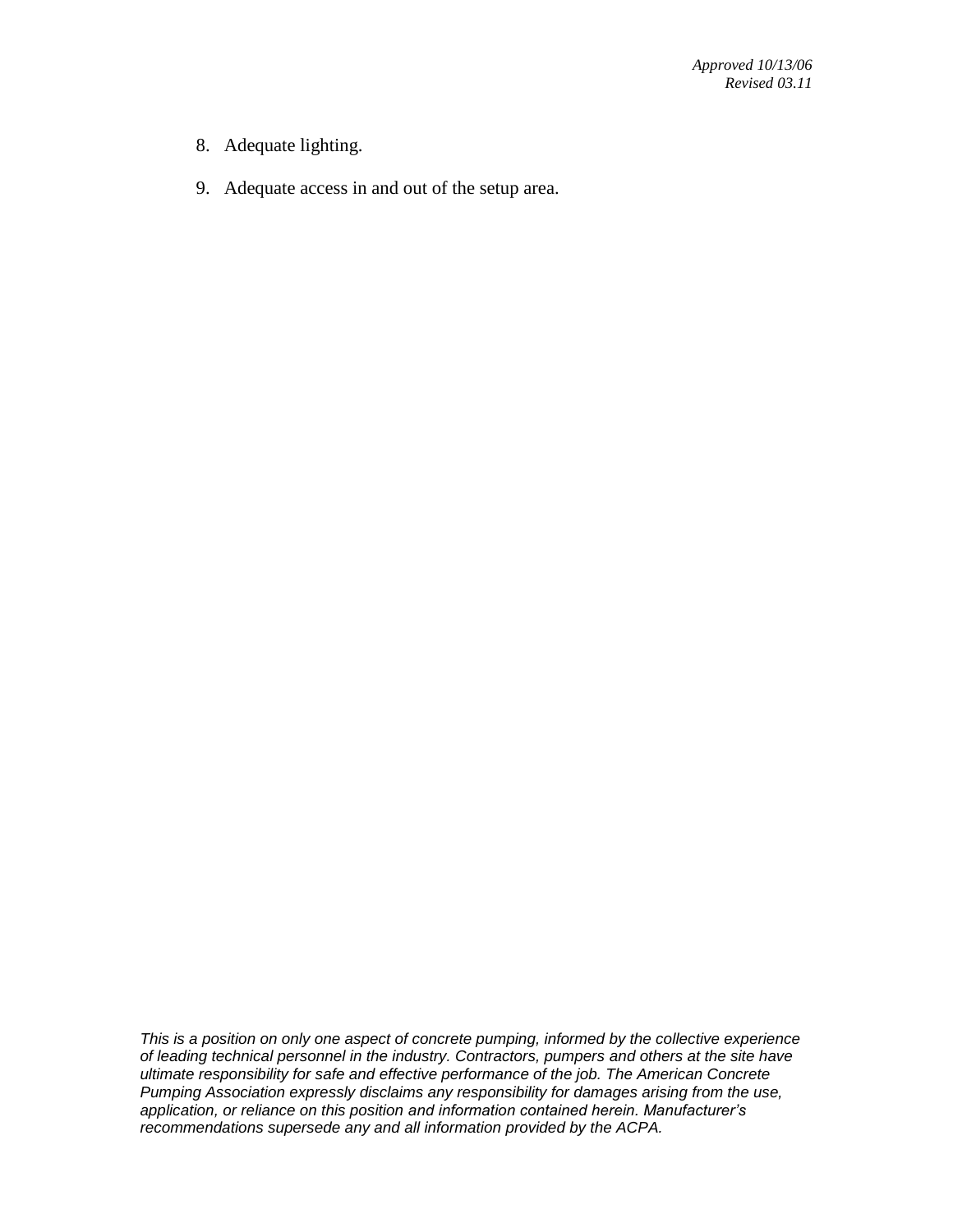*Approved 10/13/06*
*Revised 03.11*

8. Adequate lighting.

9. Adequate access in and out of the setup area.

*This is a position on only one aspect of concrete pumping, informed by the collective experience of leading technical personnel in the industry. Contractors, pumpers and others at the site have ultimate responsibility for safe and effective performance of the job. The American Concrete Pumping Association expressly disclaims any responsibility for damages arising from the use, application, or reliance on this position and information contained herein. Manufacturer's recommendations supersede any and all information provided by the ACPA.*